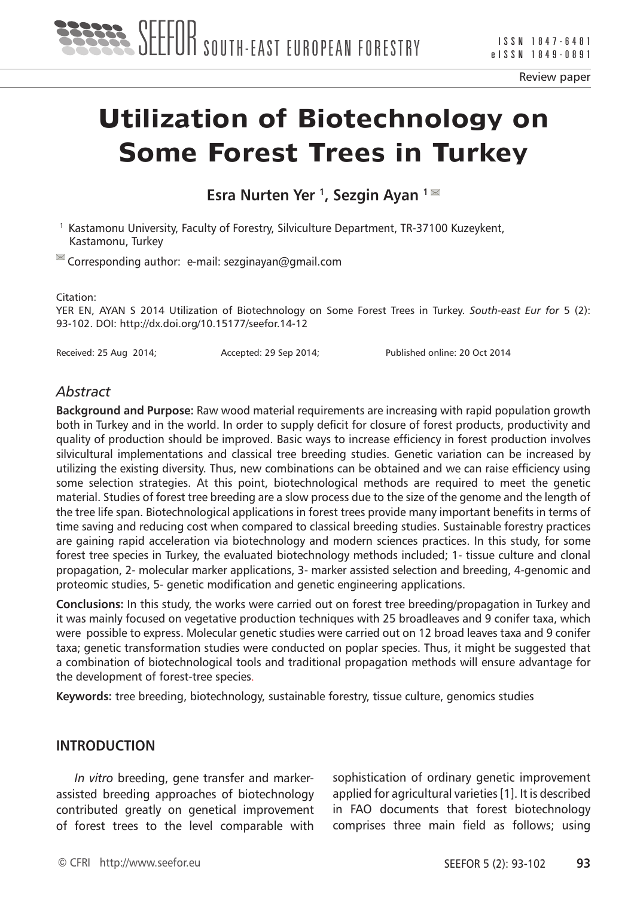Review paper

# Utilization of Biotechnology on Some Forest Trees in Turkey

**Esra Nurten Yer [1], Sezgin Ayan [1]**

[1] Kastamonu University, Faculty of Forestry, Silviculture Department, TR-37100 Kuzeykent, Kastamonu, Turkey

Corresponding author: e-mail: sezginayan@gmail.com

Citation:
YER EN, AYAN S 2014 Utilization of Biotechnology on Some Forest Trees in Turkey. *South-east Eur for* 5 (2): 93-102. DOI: http://dx.doi.org/10.15177/seefor.14-12

Received: 25 Aug 2014; Accepted: 29 Sep 2014; Published online: 20 Oct 2014

## *Abstract*

**Background and Purpose:** Raw wood material requirements are increasing with rapid population growth both in Turkey and in the world. In order to supply deficit for closure of forest products, productivity and quality of production should be improved. Basic ways to increase efficiency in forest production involves silvicultural implementations and classical tree breeding studies. Genetic variation can be increased by utilizing the existing diversity. Thus, new combinations can be obtained and we can raise efficiency using some selection strategies. At this point, biotechnological methods are required to meet the genetic material. Studies of forest tree breeding are a slow process due to the size of the genome and the length of the tree life span. Biotechnological applications in forest trees provide many important benefits in terms of time saving and reducing cost when compared to classical breeding studies. Sustainable forestry practices are gaining rapid acceleration via biotechnology and modern sciences practices. In this study, for some forest tree species in Turkey, the evaluated biotechnology methods included; 1- tissue culture and clonal propagation, 2- molecular marker applications, 3- marker assisted selection and breeding, 4-genomic and proteomic studies, 5- genetic modification and genetic engineering applications.

**Conclusions:** In this study, the works were carried out on forest tree breeding/propagation in Turkey and it was mainly focused on vegetative production techniques with 25 broadleaves and 9 conifer taxa, which were possible to express. Molecular genetic studies were carried out on 12 broad leaves taxa and 9 conifer taxa; genetic transformation studies were conducted on poplar species. Thus, it might be suggested that a combination of biotechnological tools and traditional propagation methods will ensure advantage for the development of forest-tree species.

**Keywords:** tree breeding, biotechnology, sustainable forestry, tissue culture, genomics studies

## INTRODUCTION

*In vitro* breeding, gene transfer and marker-assisted breeding approaches of biotechnology contributed greatly on genetical improvement of forest trees to the level comparable with sophistication of ordinary genetic improvement applied for agricultural varieties [1]. It is described in FAO documents that forest biotechnology comprises three main field as follows; using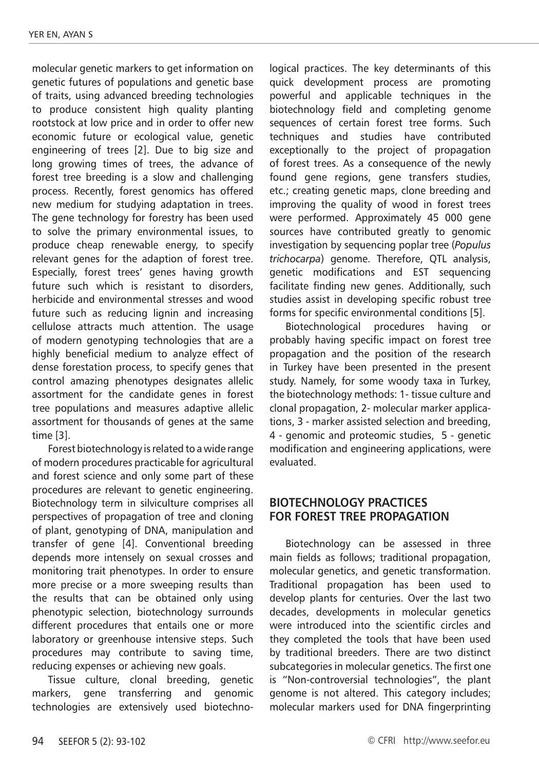molecular genetic markers to get information on genetic futures of populations and genetic base of traits, using advanced breeding technologies to produce consistent high quality planting rootstock at low price and in order to offer new economic future or ecological value, genetic engineering of trees [2]. Due to big size and long growing times of trees, the advance of forest tree breeding is a slow and challenging process. Recently, forest genomics has offered new medium for studying adaptation in trees. The gene technology for forestry has been used to solve the primary environmental issues, to produce cheap renewable energy, to specify relevant genes for the adaption of forest tree. Especially, forest trees' genes having growth future such which is resistant to disorders, herbicide and environmental stresses and wood future such as reducing lignin and increasing cellulose attracts much attention. The usage of modern genotyping technologies that are a highly beneficial medium to analyze effect of dense forestation process, to specify genes that control amazing phenotypes designates allelic assortment for the candidate genes in forest tree populations and measures adaptive allelic assortment for thousands of genes at the same time [3].

Forest biotechnology is related to a wide range of modern procedures practicable for agricultural and forest science and only some part of these procedures are relevant to genetic engineering. Biotechnology term in silviculture comprises all perspectives of propagation of tree and cloning of plant, genotyping of DNA, manipulation and transfer of gene [4]. Conventional breeding depends more intensely on sexual crosses and monitoring trait phenotypes. In order to ensure more precise or a more sweeping results than the results that can be obtained only using phenotypic selection, biotechnology surrounds different procedures that entails one or more laboratory or greenhouse intensive steps. Such procedures may contribute to saving time, reducing expenses or achieving new goals.

Tissue culture, clonal breeding, genetic markers, gene transferring and genomic technologies are extensively used biotechnological practices. The key determinants of this quick development process are promoting powerful and applicable techniques in the biotechnology field and completing genome sequences of certain forest tree forms. Such techniques and studies have contributed exceptionally to the project of propagation of forest trees. As a consequence of the newly found gene regions, gene transfers studies, etc.; creating genetic maps, clone breeding and improving the quality of wood in forest trees were performed. Approximately 45 000 gene sources have contributed greatly to genomic investigation by sequencing poplar tree (*Populus trichocarpa*) genome. Therefore, QTL analysis, genetic modifications and EST sequencing facilitate finding new genes. Additionally, such studies assist in developing specific robust tree forms for specific environmental conditions [5].

Biotechnological procedures having or probably having specific impact on forest tree propagation and the position of the research in Turkey have been presented in the present study. Namely, for some woody taxa in Turkey, the biotechnology methods: 1- tissue culture and clonal propagation, 2- molecular marker applications, 3 - marker assisted selection and breeding, 4 - genomic and proteomic studies, 5 - genetic modification and engineering applications, were evaluated.

## BIOTECHNOLOGY PRACTICES FOR FOREST TREE PROPAGATION

Biotechnology can be assessed in three main fields as follows; traditional propagation, molecular genetics, and genetic transformation. Traditional propagation has been used to develop plants for centuries. Over the last two decades, developments in molecular genetics were introduced into the scientific circles and they completed the tools that have been used by traditional breeders. There are two distinct subcategories in molecular genetics. The first one is "Non-controversial technologies", the plant genome is not altered. This category includes; molecular markers used for DNA fingerprinting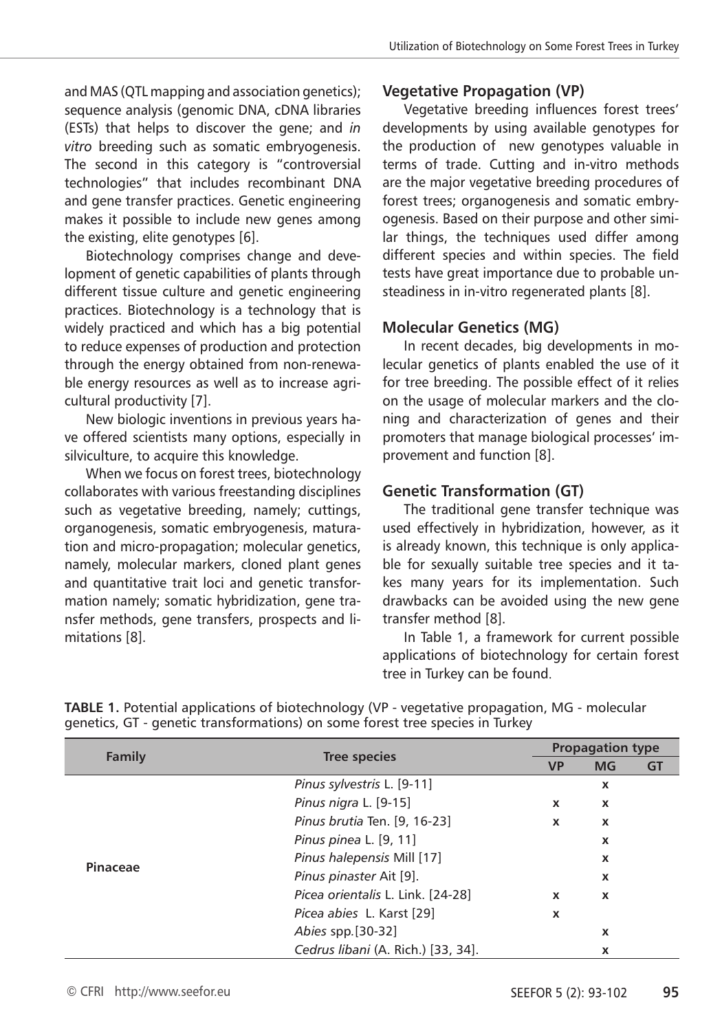and MAS (QTL mapping and association genetics); sequence analysis (genomic DNA, cDNA libraries (ESTs) that helps to discover the gene; and *in vitro* breeding such as somatic embryogenesis. The second in this category is "controversial technologies" that includes recombinant DNA and gene transfer practices. Genetic engineering makes it possible to include new genes among the existing, elite genotypes [6].

Biotechnology comprises change and development of genetic capabilities of plants through different tissue culture and genetic engineering practices. Biotechnology is a technology that is widely practiced and which has a big potential to reduce expenses of production and protection through the energy obtained from non-renewable energy resources as well as to increase agricultural productivity [7].

New biologic inventions in previous years have offered scientists many options, especially in silviculture, to acquire this knowledge.

When we focus on forest trees, biotechnology collaborates with various freestanding disciplines such as vegetative breeding, namely; cuttings, organogenesis, somatic embryogenesis, maturation and micro-propagation; molecular genetics, namely, molecular markers, cloned plant genes and quantitative trait loci and genetic transformation namely; somatic hybridization, gene transfer methods, gene transfers, prospects and limitations [8].

## Vegetative Propagation (VP)

Vegetative breeding influences forest trees' developments by using available genotypes for the production of new genotypes valuable in terms of trade. Cutting and in-vitro methods are the major vegetative breeding procedures of forest trees; organogenesis and somatic embryogenesis. Based on their purpose and other similar things, the techniques used differ among different species and within species. The field tests have great importance due to probable unsteadiness in in-vitro regenerated plants [8].

## Molecular Genetics (MG)

In recent decades, big developments in molecular genetics of plants enabled the use of it for tree breeding. The possible effect of it relies on the usage of molecular markers and the cloning and characterization of genes and their promoters that manage biological processes' improvement and function [8].

## Genetic Transformation (GT)

The traditional gene transfer technique was used effectively in hybridization, however, as it is already known, this technique is only applicable for sexually suitable tree species and it takes many years for its implementation. Such drawbacks can be avoided using the new gene transfer method [8].

In Table 1, a framework for current possible applications of biotechnology for certain forest tree in Turkey can be found.

**TABLE 1.** Potential applications of biotechnology (VP - vegetative propagation, MG - molecular genetics, GT - genetic transformations) on some forest tree species in Turkey

| Family | Tree species | Propagation type | | |
|---|---|---|---|---|
| | | VP | MG | GT |
| Pinaceae | *Pinus sylvestris* L. [9-11] | | x | |
| | *Pinus nigra* L. [9-15] | x | x | |
| | *Pinus brutia* Ten. [9, 16-23] | x | x | |
| | *Pinus pinea* L. [9, 11] | | x | |
| | *Pinus halepensis* Mill [17] | | x | |
| | *Pinus pinaster* Ait [9]. | | x | |
| | *Picea orientalis* L. Link. [24-28] | x | x | |
| | *Picea abies* L. Karst [29] | x | | |
| | *Abies* spp.[30-32] | | x | |
| | *Cedrus libani* (A. Rich.) [33, 34]. | | x | |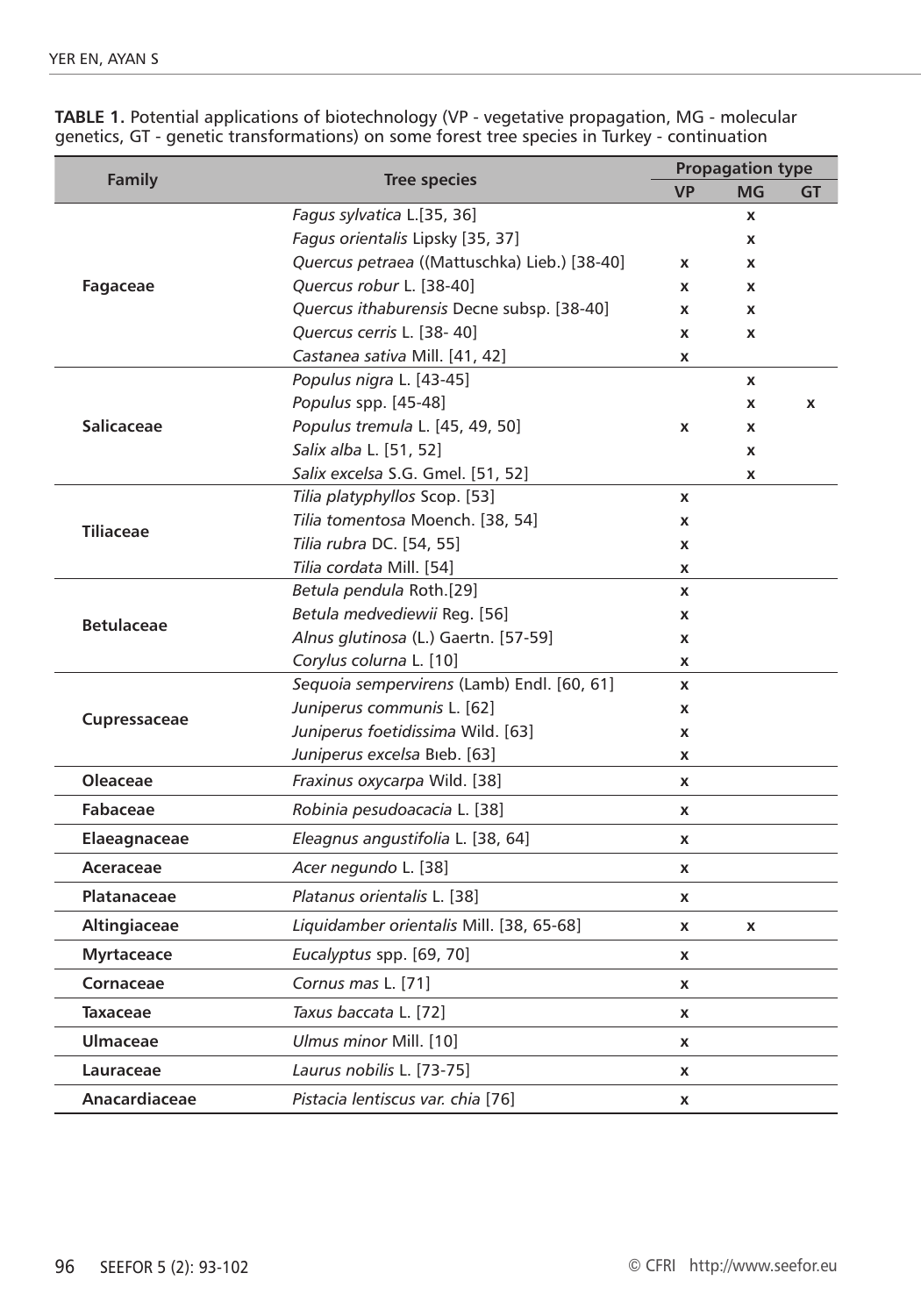**TABLE 1.** Potential applications of biotechnology (VP - vegetative propagation, MG - molecular genetics, GT - genetic transformations) on some forest tree species in Turkey - continuation

| Family | Tree species | Propagation type | | |
|---|---|---|---|---|
| | | VP | MG | GT |
| Fagaceae | *Fagus sylvatica* L.[35, 36] | | x | |
| | *Fagus orientalis* Lipsky [35, 37] | | x | |
| | *Quercus petraea* ((Mattuschka) Lieb.) [38-40] | x | x | |
| | *Quercus robur* L. [38-40] | x | x | |
| | *Quercus ithaburensis* Decne subsp. [38-40] | x | x | |
| | *Quercus cerris* L. [38- 40] | x | x | |
| | *Castanea sativa* Mill. [41, 42] | x | | |
| Salicaceae | *Populus nigra* L. [43-45] | | x | |
| | *Populus* spp. [45-48] | | x | x |
| | *Populus tremula* L. [45, 49, 50] | x | x | |
| | *Salix alba* L. [51, 52] | | x | |
| | *Salix excelsa* S.G. Gmel. [51, 52] | | x | |
| Tiliaceae | *Tilia platyphyllos* Scop. [53] | x | | |
| | *Tilia tomentosa* Moench. [38, 54] | x | | |
| | *Tilia rubra* DC. [54, 55] | x | | |
| | *Tilia cordata* Mill. [54] | x | | |
| Betulaceae | *Betula pendula* Roth.[29] | x | | |
| | *Betula medvediewii* Reg. [56] | x | | |
| | *Alnus glutinosa* (L.) Gaertn. [57-59] | x | | |
| | *Corylus colurna* L. [10] | x | | |
| Cupressaceae | *Sequoia sempervirens* (Lamb) Endl. [60, 61] | x | | |
| | *Juniperus communis* L. [62] | x | | |
| | *Juniperus foetidissima* Wild. [63] | x | | |
| | *Juniperus excelsa* Bıeb. [63] | x | | |
| Oleaceae | *Fraxinus oxycarpa* Wild. [38] | x | | |
| Fabaceae | *Robinia pesudoacacia* L. [38] | x | | |
| Elaeagnaceae | *Eleagnus angustifolia* L. [38, 64] | x | | |
| Aceraceae | *Acer negundo* L. [38] | x | | |
| Platanaceae | *Platanus orientalis* L. [38] | x | | |
| Altingiaceae | *Liquidamber orientalis* Mill. [38, 65-68] | x | x | |
| Myrtaceace | *Eucalyptus* spp. [69, 70] | x | | |
| Cornaceae | *Cornus mas* L. [71] | x | | |
| Taxaceae | *Taxus baccata* L. [72] | x | | |
| Ulmaceae | *Ulmus minor* Mill. [10] | x | | |
| Lauraceae | *Laurus nobilis* L. [73-75] | x | | |
| Anacardiaceae | *Pistacia lentiscus var. chia* [76] | x | | |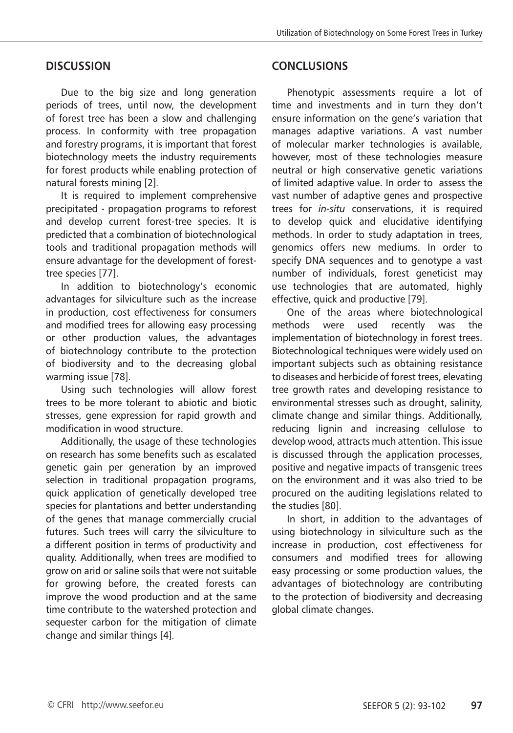## DISCUSSION

Due to the big size and long generation periods of trees, until now, the development of forest tree has been a slow and challenging process. In conformity with tree propagation and forestry programs, it is important that forest biotechnology meets the industry requirements for forest products while enabling protection of natural forests mining [2].

It is required to implement comprehensive precipitated - propagation programs to reforest and develop current forest-tree species. It is predicted that a combination of biotechnological tools and traditional propagation methods will ensure advantage for the development of forest-tree species [77].

In addition to biotechnology's economic advantages for silviculture such as the increase in production, cost effectiveness for consumers and modified trees for allowing easy processing or other production values, the advantages of biotechnology contribute to the protection of biodiversity and to the decreasing global warming issue [78].

Using such technologies will allow forest trees to be more tolerant to abiotic and biotic stresses, gene expression for rapid growth and modification in wood structure.

Additionally, the usage of these technologies on research has some benefits such as escalated genetic gain per generation by an improved selection in traditional propagation programs, quick application of genetically developed tree species for plantations and better understanding of the genes that manage commercially crucial futures. Such trees will carry the silviculture to a different position in terms of productivity and quality. Additionally, when trees are modified to grow on arid or saline soils that were not suitable for growing before, the created forests can improve the wood production and at the same time contribute to the watershed protection and sequester carbon for the mitigation of climate change and similar things [4].

## CONCLUSIONS

Phenotypic assessments require a lot of time and investments and in turn they don't ensure information on the gene's variation that manages adaptive variations. A vast number of molecular marker technologies is available, however, most of these technologies measure neutral or high conservative genetic variations of limited adaptive value. In order to assess the vast number of adaptive genes and prospective trees for *in-situ* conservations, it is required to develop quick and elucidative identifying methods. In order to study adaptation in trees, genomics offers new mediums. In order to specify DNA sequences and to genotype a vast number of individuals, forest geneticist may use technologies that are automated, highly effective, quick and productive [79].

One of the areas where biotechnological methods were used recently was the implementation of biotechnology in forest trees. Biotechnological techniques were widely used on important subjects such as obtaining resistance to diseases and herbicide of forest trees, elevating tree growth rates and developing resistance to environmental stresses such as drought, salinity, climate change and similar things. Additionally, reducing lignin and increasing cellulose to develop wood, attracts much attention. This issue is discussed through the application processes, positive and negative impacts of transgenic trees on the environment and it was also tried to be procured on the auditing legislations related to the studies [80].

In short, in addition to the advantages of using biotechnology in silviculture such as the increase in production, cost effectiveness for consumers and modified trees for allowing easy processing or some production values, the advantages of biotechnology are contributing to the protection of biodiversity and decreasing global climate changes.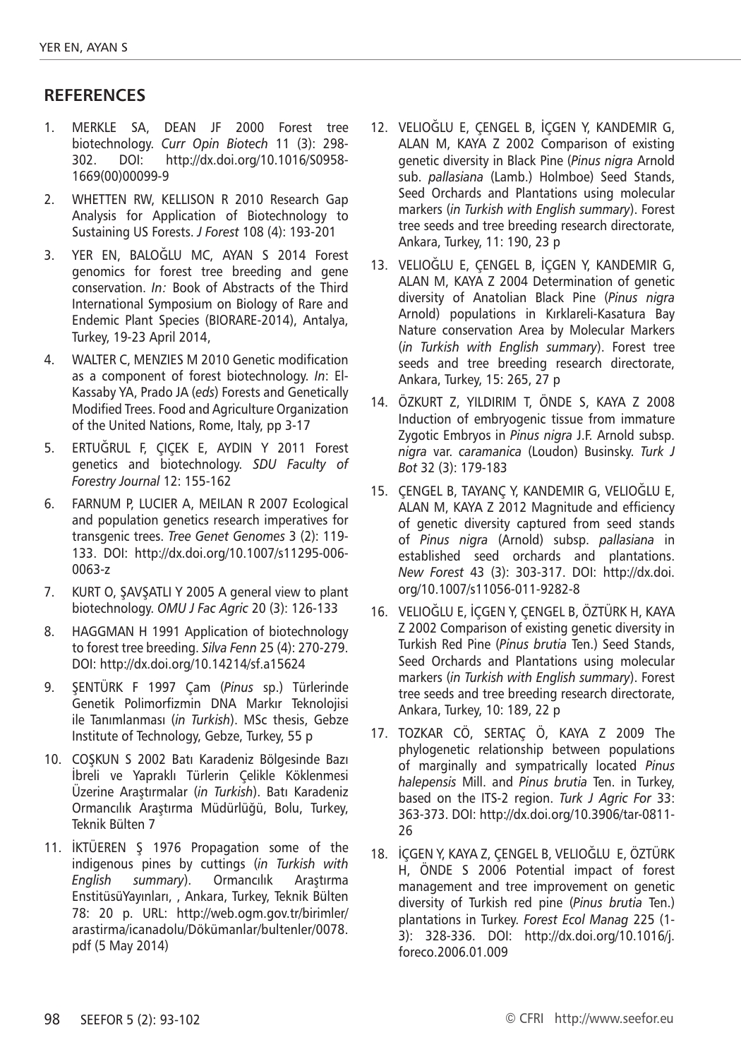## REFERENCES

1. MERKLE SA, DEAN JF 2000 Forest tree biotechnology. *Curr Opin Biotech* 11 (3): 298-302. DOI: http://dx.doi.org/10.1016/S0958-1669(00)00099-9
2. WHETTEN RW, KELLISON R 2010 Research Gap Analysis for Application of Biotechnology to Sustaining US Forests. *J Forest* 108 (4): 193-201
3. YER EN, BALOĞLU MC, AYAN S 2014 Forest genomics for forest tree breeding and gene conservation. *In:* Book of Abstracts of the Third International Symposium on Biology of Rare and Endemic Plant Species (BIORARE-2014), Antalya, Turkey, 19-23 April 2014,
4. WALTER C, MENZIES M 2010 Genetic modification as a component of forest biotechnology. *In*: El-Kassaby YA, Prado JA (*eds*) Forests and Genetically Modified Trees. Food and Agriculture Organization of the United Nations, Rome, Italy, pp 3-17
5. ERTUĞRUL F, ÇIÇEK E, AYDIN Y 2011 Forest genetics and biotechnology. *SDU Faculty of Forestry Journal* 12: 155-162
6. FARNUM P, LUCIER A, MEILAN R 2007 Ecological and population genetics research imperatives for transgenic trees. *Tree Genet Genomes* 3 (2): 119-133. DOI: http://dx.doi.org/10.1007/s11295-006-0063-z
7. KURT O, ŞAVŞATLI Y 2005 A general view to plant biotechnology. *OMU J Fac Agric* 20 (3): 126-133
8. HAGGMAN H 1991 Application of biotechnology to forest tree breeding. *Silva Fenn* 25 (4): 270-279. DOI: http://dx.doi.org/10.14214/sf.a15624
9. ŞENTÜRK F 1997 Çam (*Pinus* sp.) Türlerinde Genetik Polimorfizmin DNA Markır Teknolojisi ile Tanımlanması (*in Turkish*). MSc thesis, Gebze Institute of Technology, Gebze, Turkey, 55 p
10. COŞKUN S 2002 Batı Karadeniz Bölgesinde Bazı İbreli ve Yapraklı Türlerin Çelikle Köklenmesi Üzerine Araştırmalar (*in Turkish*). Batı Karadeniz Ormancılık Araştırma Müdürlüğü, Bolu, Turkey, Teknik Bülten 7
11. İKTÜEREN Ş 1976 Propagation some of the indigenous pines by cuttings (*in Turkish with English summary*). Ormancılık Araştırma EnstitüsüYayınları, , Ankara, Turkey, Teknik Bülten 78: 20 p. URL: http://web.ogm.gov.tr/birimler/arastirma/icanadolu/Dökümanlar/bultenler/0078.pdf (5 May 2014)
12. VELIOĞLU E, ÇENGEL B, İÇGEN Y, KANDEMIR G, ALAN M, KAYA Z 2002 Comparison of existing genetic diversity in Black Pine (*Pinus nigra* Arnold sub. *pallasiana* (Lamb.) Holmboe) Seed Stands, Seed Orchards and Plantations using molecular markers (*in Turkish with English summary*). Forest tree seeds and tree breeding research directorate, Ankara, Turkey, 11: 190, 23 p
13. VELIOĞLU E, ÇENGEL B, İÇGEN Y, KANDEMIR G, ALAN M, KAYA Z 2004 Determination of genetic diversity of Anatolian Black Pine (*Pinus nigra* Arnold) populations in Kırklareli-Kasatura Bay Nature conservation Area by Molecular Markers (*in Turkish with English summary*). Forest tree seeds and tree breeding research directorate, Ankara, Turkey, 15: 265, 27 p
14. ÖZKURT Z, YILDIRIM T, ÖNDE S, KAYA Z 2008 Induction of embryogenic tissue from immature Zygotic Embryos in *Pinus nigra* J.F. Arnold subsp. *nigra* var. *caramanica* (Loudon) Businsky. *Turk J Bot* 32 (3): 179-183
15. ÇENGEL B, TAYANÇ Y, KANDEMIR G, VELIOĞLU E, ALAN M, KAYA Z 2012 Magnitude and efficiency of genetic diversity captured from seed stands of *Pinus nigra* (Arnold) subsp. *pallasiana* in established seed orchards and plantations. *New Forest* 43 (3): 303-317. DOI: http://dx.doi.org/10.1007/s11056-011-9282-8
16. VELIOĞLU E, İÇGEN Y, ÇENGEL B, ÖZTÜRK H, KAYA Z 2002 Comparison of existing genetic diversity in Turkish Red Pine (*Pinus brutia* Ten.) Seed Stands, Seed Orchards and Plantations using molecular markers (*in Turkish with English summary*). Forest tree seeds and tree breeding research directorate, Ankara, Turkey, 10: 189, 22 p
17. TOZKAR CÖ, SERTAÇ Ö, KAYA Z 2009 The phylogenetic relationship between populations of marginally and sympatrically located *Pinus halepensis* Mill. and *Pinus brutia* Ten. in Turkey, based on the ITS-2 region. *Turk J Agric For* 33: 363-373. DOI: http://dx.doi.org/10.3906/tar-0811-26
18. İÇGEN Y, KAYA Z, ÇENGEL B, VELIOĞLU E, ÖZTÜRK H, ÖNDE S 2006 Potential impact of forest management and tree improvement on genetic diversity of Turkish red pine (*Pinus brutia* Ten.) plantations in Turkey. *Forest Ecol Manag* 225 (1-3): 328-336. DOI: http://dx.doi.org/10.1016/j.foreco.2006.01.009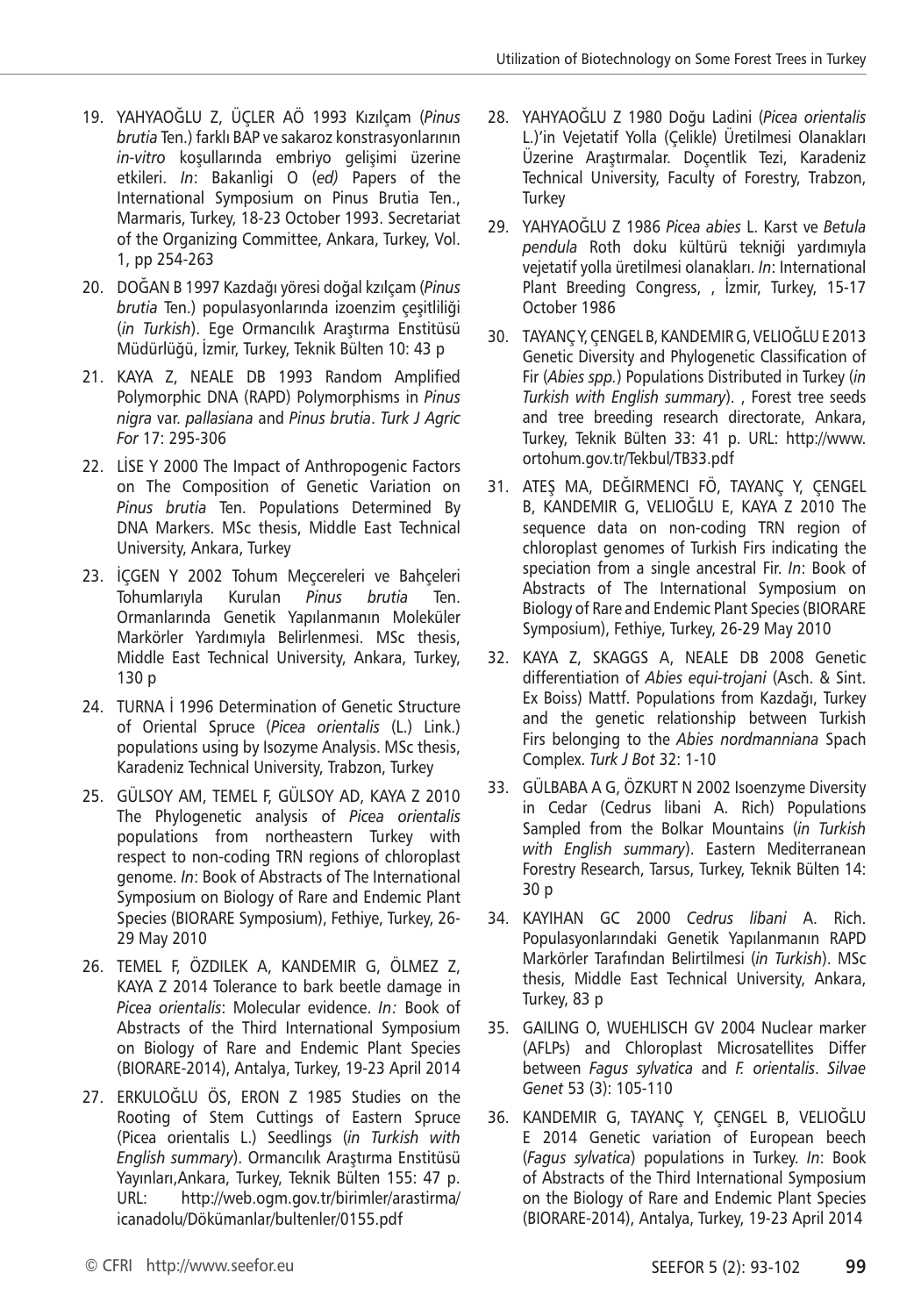19. YAHYAOĞLU Z, ÜÇLER AÖ 1993 Kızılçam (*Pinus brutia* Ten.) farklı BAP ve sakaroz konstrasyonlarının *in-vitro* koşullarında embriyo gelişimi üzerine etkileri. *In*: Bakanligi O (*ed)* Papers of the International Symposium on Pinus Brutia Ten., Marmaris, Turkey, 18-23 October 1993. Secretariat of the Organizing Committee, Ankara, Turkey, Vol. 1, pp 254-263
20. DOĞAN B 1997 Kazdağı yöresi doğal kızılçam (*Pinus brutia* Ten.) populasyonlarında izoenzim çeşitliliği (*in Turkish*). Ege Ormancılık Araştırma Enstitüsü Müdürlüğü, İzmir, Turkey, Teknik Bülten 10: 43 p
21. KAYA Z, NEALE DB 1993 Random Amplified Polymorphic DNA (RAPD) Polymorphisms in *Pinus nigra* var. *pallasiana* and *Pinus brutia*. *Turk J Agric For* 17: 295-306
22. LİSE Y 2000 The Impact of Anthropogenic Factors on The Composition of Genetic Variation on *Pinus brutia* Ten. Populations Determined By DNA Markers. MSc thesis, Middle East Technical University, Ankara, Turkey
23. İÇGEN Y 2002 Tohum Meçcereleri ve Bahçeleri Tohumlarıyla Kurulan *Pinus brutia* Ten. Ormanlarında Genetik Yapılanmanın Moleküler Markörler Yardımıyla Belirlenmesi. MSc thesis, Middle East Technical University, Ankara, Turkey, 130 p
24. TURNA İ 1996 Determination of Genetic Structure of Oriental Spruce (*Picea orientalis* (L.) Link.) populations using by Isozyme Analysis. MSc thesis, Karadeniz Technical University, Trabzon, Turkey
25. GÜLSOY AM, TEMEL F, GÜLSOY AD, KAYA Z 2010 The Phylogenetic analysis of *Picea orientalis* populations from northeastern Turkey with respect to non-coding TRN regions of chloroplast genome. *In*: Book of Abstracts of The International Symposium on Biology of Rare and Endemic Plant Species (BIORARE Symposium), Fethiye, Turkey, 26-29 May 2010
26. TEMEL F, ÖZDILEK A, KANDEMIR G, ÖLMEZ Z, KAYA Z 2014 Tolerance to bark beetle damage in *Picea orientalis*: Molecular evidence. *In:* Book of Abstracts of the Third International Symposium on Biology of Rare and Endemic Plant Species (BIORARE-2014), Antalya, Turkey, 19-23 April 2014
27. ERKULOĞLU ÖS, ERON Z 1985 Studies on the Rooting of Stem Cuttings of Eastern Spruce (Picea orientalis L.) Seedlings (*in Turkish with English summary*). Ormancılık Araştırma Enstitüsü Yayınları,Ankara, Turkey, Teknik Bülten 155: 47 p. URL: http://web.ogm.gov.tr/birimler/arastirma/icanadolu/Dökümanlar/bultenler/0155.pdf
28. YAHYAOĞLU Z 1980 Doğu Ladini (*Picea orientalis* L.)'in Vejetatif Yolla (Çelikle) Üretilmesi Olanakları Üzerine Araştırmalar. Doçentlik Tezi, Karadeniz Technical University, Faculty of Forestry, Trabzon, Turkey
29. YAHYAOĞLU Z 1986 *Picea abies* L. Karst ve *Betula pendula* Roth doku kültürü tekniği yardımıyla vejetatif yolla üretilmesi olanakları. *In*: International Plant Breeding Congress, , İzmir, Turkey, 15-17 October 1986
30. TAYANÇ Y, ÇENGEL B, KANDEMIR G, VELIOĞLU E 2013 Genetic Diversity and Phylogenetic Classification of Fir (*Abies spp.*) Populations Distributed in Turkey (*in Turkish with English summary*). , Forest tree seeds and tree breeding research directorate, Ankara, Turkey, Teknik Bülten 33: 41 p. URL: http://www.ortohum.gov.tr/Tekbul/TB33.pdf
31. ATEŞ MA, DEĞIRMENCI FÖ, TAYANÇ Y, ÇENGEL B, KANDEMIR G, VELIOĞLU E, KAYA Z 2010 The sequence data on non-coding TRN region of chloroplast genomes of Turkish Firs indicating the speciation from a single ancestral Fir. *In*: Book of Abstracts of The International Symposium on Biology of Rare and Endemic Plant Species (BIORARE Symposium), Fethiye, Turkey, 26-29 May 2010
32. KAYA Z, SKAGGS A, NEALE DB 2008 Genetic differentiation of *Abies equi-trojani* (Asch. & Sint. Ex Boiss) Mattf. Populations from Kazdağı, Turkey and the genetic relationship between Turkish Firs belonging to the *Abies nordmanniana* Spach Complex. *Turk J Bot* 32: 1-10
33. GÜLBABA A G, ÖZKURT N 2002 Isoenzyme Diversity in Cedar (Cedrus libani A. Rich) Populations Sampled from the Bolkar Mountains (*in Turkish with English summary*). Eastern Mediterranean Forestry Research, Tarsus, Turkey, Teknik Bülten 14: 30 p
34. KAYIHAN GC 2000 *Cedrus libani* A. Rich. Populasyonlarındaki Genetik Yapılanmanın RAPD Markörler Tarafından Belirtilmesi (*in Turkish*). MSc thesis, Middle East Technical University, Ankara, Turkey, 83 p
35. GAILING O, WUEHLISCH GV 2004 Nuclear marker (AFLPs) and Chloroplast Microsatellites Differ between *Fagus sylvatica* and *F. orientalis*. *Silvae Genet* 53 (3): 105-110
36. KANDEMIR G, TAYANÇ Y, ÇENGEL B, VELIOĞLU E 2014 Genetic variation of European beech (*Fagus sylvatica*) populations in Turkey. *In*: Book of Abstracts of the Third International Symposium on the Biology of Rare and Endemic Plant Species (BIORARE-2014), Antalya, Turkey, 19-23 April 2014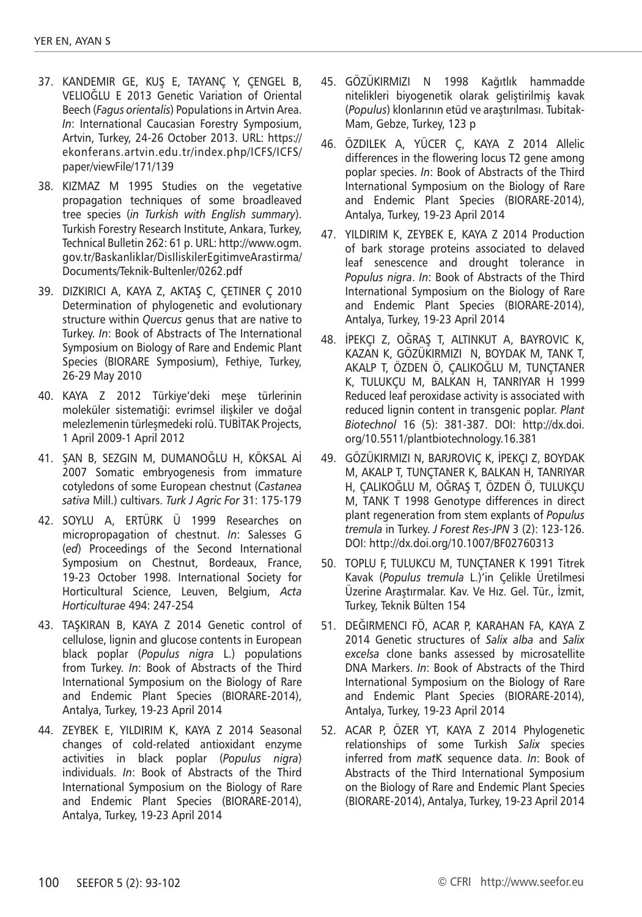37. KANDEMIR GE, KUŞ E, TAYANÇ Y, ÇENGEL B, VELIOĞLU E 2013 Genetic Variation of Oriental Beech (*Fagus orientalis*) Populations in Artvin Area. *In*: International Caucasian Forestry Symposium, Artvin, Turkey, 24-26 October 2013. URL: https://ekonferans.artvin.edu.tr/index.php/ICFS/ICFS/paper/viewFile/171/139

38. KIZMAZ M 1995 Studies on the vegetative propagation techniques of some broadleaved tree species (*in Turkish with English summary*). Turkish Forestry Research Institute, Ankara, Turkey, Technical Bulletin 262: 61 p. URL: http://www.ogm.gov.tr/Baskanliklar/DisIliskilerEgitimveArastirma/Documents/Teknik-Bultenler/0262.pdf

39. DIZKIRICI A, KAYA Z, AKTAŞ C, ÇETINER Ç 2010 Determination of phylogenetic and evolutionary structure within *Quercus* genus that are native to Turkey. *In*: Book of Abstracts of The International Symposium on Biology of Rare and Endemic Plant Species (BIORARE Symposium), Fethiye, Turkey, 26-29 May 2010

40. KAYA Z 2012 Türkiye'deki meşe türlerinin moleküler sistematiği: evrimsel ilişkiler ve doğal melezlemenin türleşmedeki rolü. TUBİTAK Projects, 1 April 2009-1 April 2012

41. ŞAN B, SEZGIN M, DUMANOĞLU H, KÖKSAL Aİ 2007 Somatic embryogenesis from immature cotyledons of some European chestnut (*Castanea sativa* Mill.) cultivars. *Turk J Agric For* 31: 175-179

42. SOYLU A, ERTÜRK Ü 1999 Researches on micropropagation of chestnut. *In*: Salesses G (*ed*) Proceedings of the Second International Symposium on Chestnut, Bordeaux, France, 19-23 October 1998. International Society for Horticultural Science, Leuven, Belgium, *Acta Horticulturae* 494: 247-254

43. TAŞKIRAN B, KAYA Z 2014 Genetic control of cellulose, lignin and glucose contents in European black poplar (*Populus nigra* L.) populations from Turkey. *In*: Book of Abstracts of the Third International Symposium on the Biology of Rare and Endemic Plant Species (BIORARE-2014), Antalya, Turkey, 19-23 April 2014

44. ZEYBEK E, YILDIRIM K, KAYA Z 2014 Seasonal changes of cold-related antioxidant enzyme activities in black poplar (*Populus nigra*) individuals. *In*: Book of Abstracts of the Third International Symposium on the Biology of Rare and Endemic Plant Species (BIORARE-2014), Antalya, Turkey, 19-23 April 2014

45. GÖZÜKIRMIZI N 1998 Kağıtlık hammadde nitelikleri biyogenetik olarak geliştirilmiş kavak (*Populus*) klonlarının etüd ve araştırılması. Tubitak-Mam, Gebze, Turkey, 123 p

46. ÖZDILEK A, YÜCER Ç, KAYA Z 2014 Allelic differences in the flowering locus T2 gene among poplar species. *In*: Book of Abstracts of the Third International Symposium on the Biology of Rare and Endemic Plant Species (BIORARE-2014), Antalya, Turkey, 19-23 April 2014

47. YILDIRIM K, ZEYBEK E, KAYA Z 2014 Production of bark storage proteins associated to delaved leaf senescence and drought tolerance in *Populus nigra*. *In*: Book of Abstracts of the Third International Symposium on the Biology of Rare and Endemic Plant Species (BIORARE-2014), Antalya, Turkey, 19-23 April 2014

48. İPEKÇI Z, OĞRAŞ T, ALTINKUT A, BAYROVIC K, KAZAN K, GÖZÜKIRMIZI N, BOYDAK M, TANK T, AKALP T, ÖZDEN Ö, ÇALIKOĞLU M, TUNÇTANER K, TULUKÇU M, BALKAN H, TANRIYAR H 1999 Reduced leaf peroxidase activity is associated with reduced lignin content in transgenic poplar. *Plant Biotechnol* 16 (5): 381-387. DOI: http://dx.doi.org/10.5511/plantbiotechnology.16.381

49. GÖZÜKIRMIZI N, BARJROVIÇ K, İPEKÇI Z, BOYDAK M, AKALP T, TUNÇTANER K, BALKAN H, TANRIYAR H, ÇALIKOĞLU M, OĞRAŞ T, ÖZDEN Ö, TULUKÇU M, TANK T 1998 Genotype differences in direct plant regeneration from stem explants of *Populus tremula* in Turkey. *J Forest Res-JPN* 3 (2): 123-126. DOI: http://dx.doi.org/10.1007/BF02760313

50. TOPLU F, TULUKCU M, TUNÇTANER K 1991 Titrek Kavak (*Populus tremula* L.)'in Çelikle Üretilmesi Üzerine Araştırmalar. Kav. Ve Hız. Gel. Tür., İzmit, Turkey, Teknik Bülten 154

51. DEĞIRMENCI FÖ, ACAR P, KARAHAN FA, KAYA Z 2014 Genetic structures of *Salix alba* and *Salix excelsa* clone banks assessed by microsatellite DNA Markers. *In*: Book of Abstracts of the Third International Symposium on the Biology of Rare and Endemic Plant Species (BIORARE-2014), Antalya, Turkey, 19-23 April 2014

52. ACAR P, ÖZER YT, KAYA Z 2014 Phylogenetic relationships of some Turkish *Salix* species inferred from *mat*K sequence data. *In*: Book of Abstracts of the Third International Symposium on the Biology of Rare and Endemic Plant Species (BIORARE-2014), Antalya, Turkey, 19-23 April 2014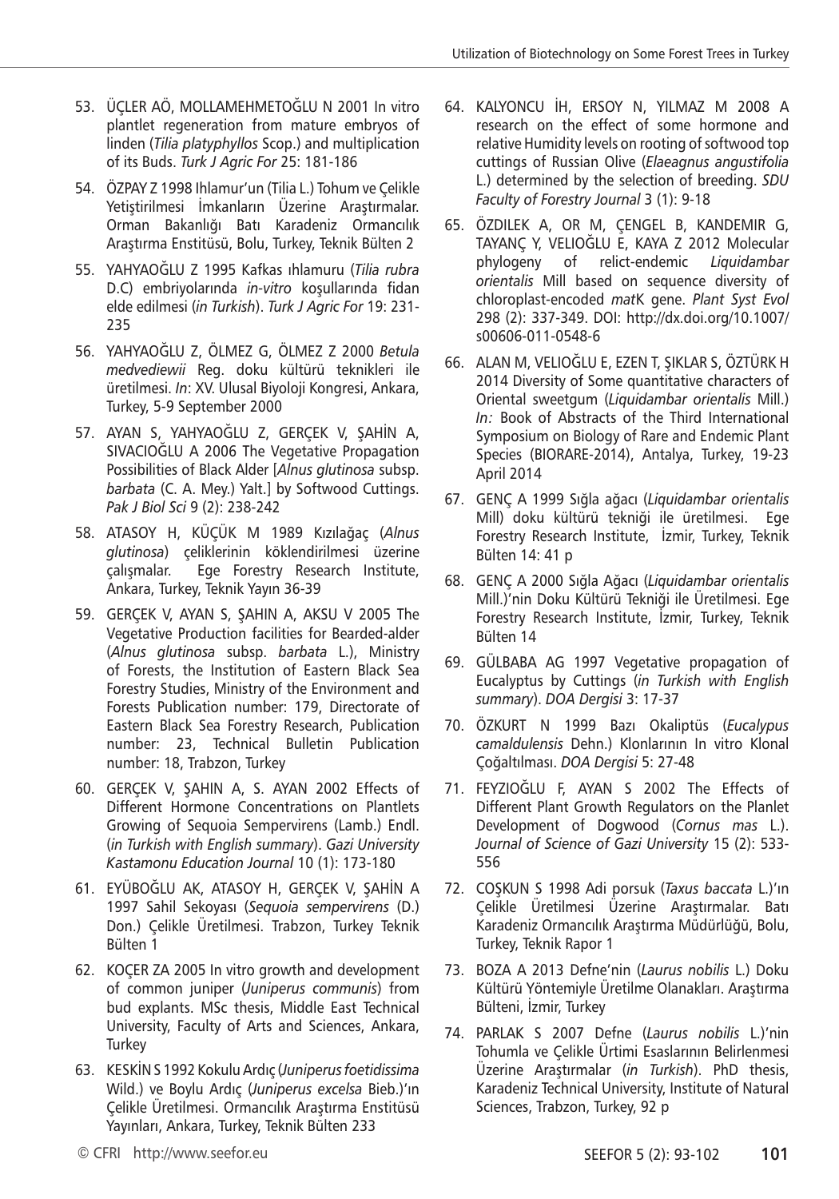53. ÜÇLER AÖ, MOLLAMEHMETOĞLU N 2001 In vitro plantlet regeneration from mature embryos of linden (*Tilia platyphyllos* Scop.) and multiplication of its Buds. *Turk J Agric For* 25: 181-186

54. ÖZPAY Z 1998 Ihlamur'un (Tilia L.) Tohum ve Çelikle Yetiştirilmesi İmkanların Üzerine Araştırmalar. Orman Bakanlığı Batı Karadeniz Ormancılık Araştırma Enstitüsü, Bolu, Turkey, Teknik Bülten 2

55. YAHYAOĞLU Z 1995 Kafkas ıhlamuru (*Tilia rubra* D.C) embriyolarında *in-vitro* koşullarında fidan elde edilmesi (*in Turkish*). *Turk J Agric For* 19: 231-235

56. YAHYAOĞLU Z, ÖLMEZ G, ÖLMEZ Z 2000 *Betula medvediewii* Reg. doku kültürü teknikleri ile üretilmesi. *In*: XV. Ulusal Biyoloji Kongresi, Ankara, Turkey, 5-9 September 2000

57. AYAN S, YAHYAOĞLU Z, GERÇEK V, ŞAHİN A, SIVACIOĞLU A 2006 The Vegetative Propagation Possibilities of Black Alder [*Alnus glutinosa* subsp. *barbata* (C. A. Mey.) Yalt.] by Softwood Cuttings. *Pak J Biol Sci* 9 (2): 238-242

58. ATASOY H, KÜÇÜK M 1989 Kızılağaç (*Alnus glutinosa*) çeliklerinin köklendirilmesi üzerine çalışmalar. Ege Forestry Research Institute, Ankara, Turkey, Teknik Yayın 36-39

59. GERÇEK V, AYAN S, ŞAHIN A, AKSU V 2005 The Vegetative Production facilities for Bearded-alder (*Alnus glutinosa* subsp. *barbata* L.), Ministry of Forests, the Institution of Eastern Black Sea Forestry Studies, Ministry of the Environment and Forests Publication number: 179, Directorate of Eastern Black Sea Forestry Research, Publication number: 23, Technical Bulletin Publication number: 18, Trabzon, Turkey

60. GERÇEK V, ŞAHIN A, S. AYAN 2002 Effects of Different Hormone Concentrations on Plantlets Growing of Sequoia Sempervirens (Lamb.) Endl. (*in Turkish with English summary*). *Gazi University Kastamonu Education Journal* 10 (1): 173-180

61. EYÜBOĞLU AK, ATASOY H, GERÇEK V, ŞAHİN A 1997 Sahil Sekoyası (*Sequoia sempervirens* (D.) Don.) Çelikle Üretilmesi. Trabzon, Turkey Teknik Bülten 1

62. KOÇER ZA 2005 In vitro growth and development of common juniper (*Juniperus communis*) from bud explants. MSc thesis, Middle East Technical University, Faculty of Arts and Sciences, Ankara, Turkey

63. KESKİN S 1992 Kokulu Ardıç (*Juniperus foetidissima* Wild.) ve Boylu Ardıç (*Juniperus excelsa* Bieb.)'ın Çelikle Üretilmesi. Ormancılık Araştırma Enstitüsü Yayınları, Ankara, Turkey, Teknik Bülten 233

64. KALYONCU İH, ERSOY N, YILMAZ M 2008 A research on the effect of some hormone and relative Humidity levels on rooting of softwood top cuttings of Russian Olive (*Elaeagnus angustifolia* L.) determined by the selection of breeding. *SDU Faculty of Forestry Journal* 3 (1): 9-18

65. ÖZDILEK A, OR M, ÇENGEL B, KANDEMIR G, TAYANÇ Y, VELIOĞLU E, KAYA Z 2012 Molecular phylogeny of relict-endemic *Liquidambar orientalis* Mill based on sequence diversity of chloroplast-encoded *mat*K gene. *Plant Syst Evol* 298 (2): 337-349. DOI: http://dx.doi.org/10.1007/s00606-011-0548-6

66. ALAN M, VELIOĞLU E, EZEN T, ŞIKLAR S, ÖZTÜRK H 2014 Diversity of Some quantitative characters of Oriental sweetgum (*Liquidambar orientalis* Mill.) *In:* Book of Abstracts of the Third International Symposium on Biology of Rare and Endemic Plant Species (BIORARE-2014), Antalya, Turkey, 19-23 April 2014

67. GENÇ A 1999 Sığla ağacı (*Liquidambar orientalis* Mill) doku kültürü tekniği ile üretilmesi. Ege Forestry Research Institute, İzmir, Turkey, Teknik Bülten 14: 41 p

68. GENÇ A 2000 Sığla Ağacı (*Liquidambar orientalis* Mill.)'nin Doku Kültürü Tekniği ile Üretilmesi. Ege Forestry Research Institute, İzmir, Turkey, Teknik Bülten 14

69. GÜLBABA AG 1997 Vegetative propagation of Eucalyptus by Cuttings (*in Turkish with English summary*). *DOA Dergisi* 3: 17-37

70. ÖZKURT N 1999 Bazı Okaliptüs (*Eucalypus camaldulensis* Dehn.) Klonlarının In vitro Klonal Çoğaltılması. *DOA Dergisi* 5: 27-48

71. FEYZIOĞLU F, AYAN S 2002 The Effects of Different Plant Growth Regulators on the Planlet Development of Dogwood (*Cornus mas* L.). *Journal of Science of Gazi University* 15 (2): 533-556

72. COŞKUN S 1998 Adi porsuk (*Taxus baccata* L.)'ın Çelikle Üretilmesi Üzerine Araştırmalar. Batı Karadeniz Ormancılık Araştırma Müdürlüğü, Bolu, Turkey, Teknik Rapor 1

73. BOZA A 2013 Defne'nin (*Laurus nobilis* L.) Doku Kültürü Yöntemiyle Üretilme Olanakları. Araştırma Bülteni, İzmir, Turkey

74. PARLAK S 2007 Defne (*Laurus nobilis* L.)'nin Tohumla ve Çelikle Ürtimi Esaslarının Belirlenmesi Üzerine Araştırmalar (*in Turkish*). PhD thesis, Karadeniz Technical University, Institute of Natural Sciences, Trabzon, Turkey, 92 p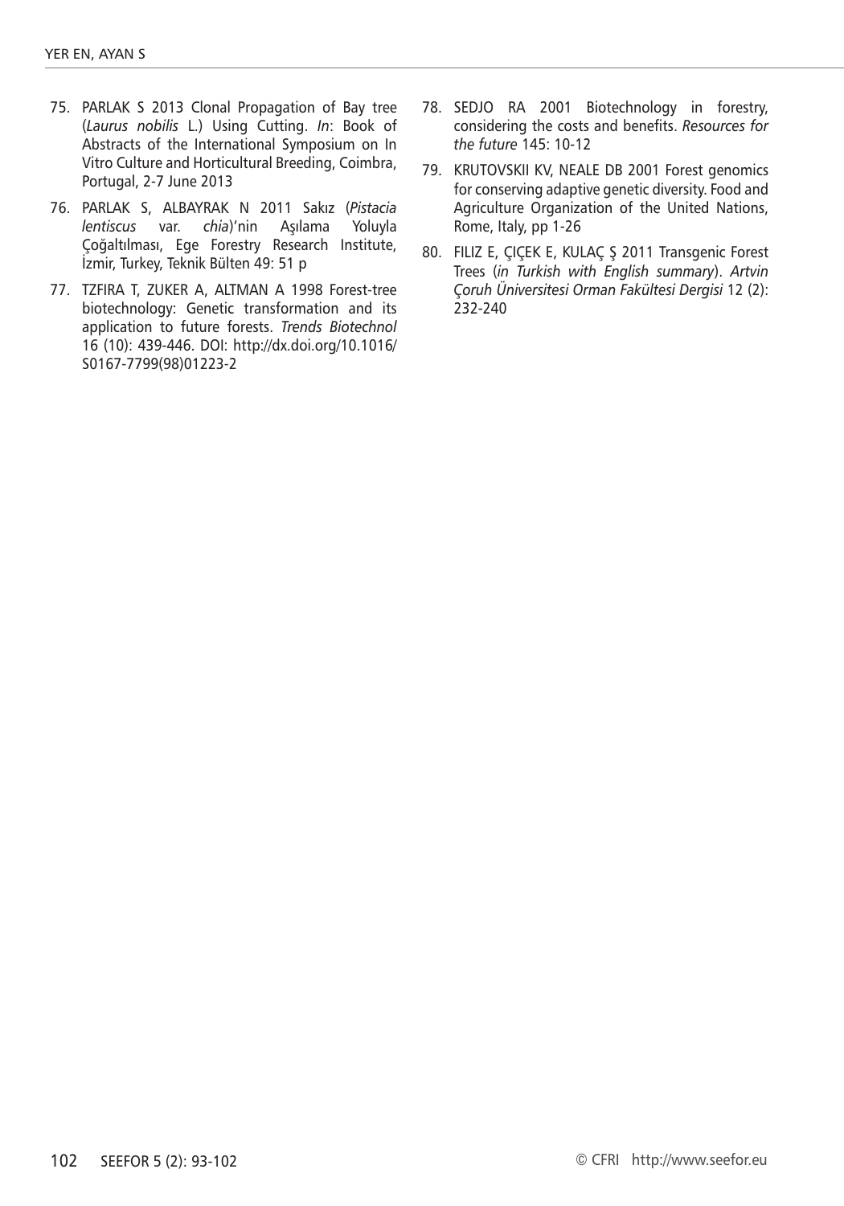75. PARLAK S 2013 Clonal Propagation of Bay tree (*Laurus nobilis* L.) Using Cutting. *In*: Book of Abstracts of the International Symposium on In Vitro Culture and Horticultural Breeding, Coimbra, Portugal, 2-7 June 2013

76. PARLAK S, ALBAYRAK N 2011 Sakız (*Pistacia lentiscus* var. *chia*)'nin Aşılama Yoluyla Çoğaltılması, Ege Forestry Research Institute, İzmir, Turkey, Teknik Bülten 49: 51 p

77. TZFIRA T, ZUKER A, ALTMAN A 1998 Forest-tree biotechnology: Genetic transformation and its application to future forests. *Trends Biotechnol* 16 (10): 439-446. DOI: http://dx.doi.org/10.1016/S0167-7799(98)01223-2

78. SEDJO RA 2001 Biotechnology in forestry, considering the costs and benefits. *Resources for the future* 145: 10-12

79. KRUTOVSKII KV, NEALE DB 2001 Forest genomics for conserving adaptive genetic diversity. Food and Agriculture Organization of the United Nations, Rome, Italy, pp 1-26

80. FILIZ E, ÇIÇEK E, KULAÇ Ş 2011 Transgenic Forest Trees (*in Turkish with English summary*). *Artvin Çoruh Üniversitesi Orman Fakültesi Dergisi* 12 (2): 232-240